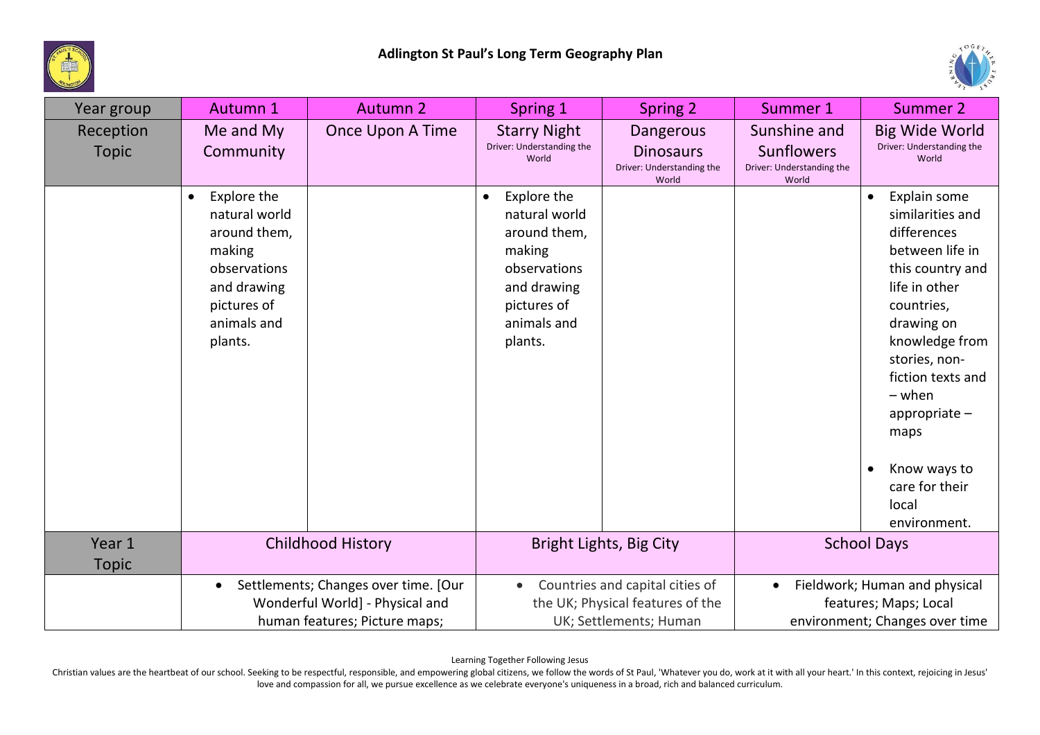# Adlington St Paul's Long Term Geography Plan

| Year group | Autumn 1 | Autumn 2 | Spring 1 | Spring 2 | Summer 1 | Summer 2 |
|---|---|---|---|---|---|---|
| Reception Topic | Me and My Community | Once Upon A Time | Starry Night<br>Driver: Understanding the World | Dangerous Dinosaurs<br>Driver: Understanding the World | Sunshine and Sunflowers<br>Driver: Understanding the World | Big Wide World<br>Driver: Understanding the World |
| | • Explore the natural world around them, making observations and drawing pictures of animals and plants. | | • Explore the natural world around them, making observations and drawing pictures of animals and plants. | | | • Explain some similarities and differences between life in this country and life in other countries, drawing on knowledge from stories, non-fiction texts and – when appropriate – maps<br><br>• Know ways to care for their local environment. |
| Year 1 Topic | Childhood History | | Bright Lights, Big City | | School Days | |
| | • Settlements; Changes over time. [Our Wonderful World] - Physical and human features; Picture maps; | | • Countries and capital cities of the UK; Physical features of the UK; Settlements; Human | | • Fieldwork; Human and physical features; Maps; Local environment; Changes over time | |

Learning Together Following Jesus

Christian values are the heartbeat of our school. Seeking to be respectful, responsible, and empowering global citizens, we follow the words of St Paul, 'Whatever you do, work at it with all your heart.' In this context, rejoicing in Jesus' love and compassion for all, we pursue excellence as we celebrate everyone's uniqueness in a broad, rich and balanced curriculum.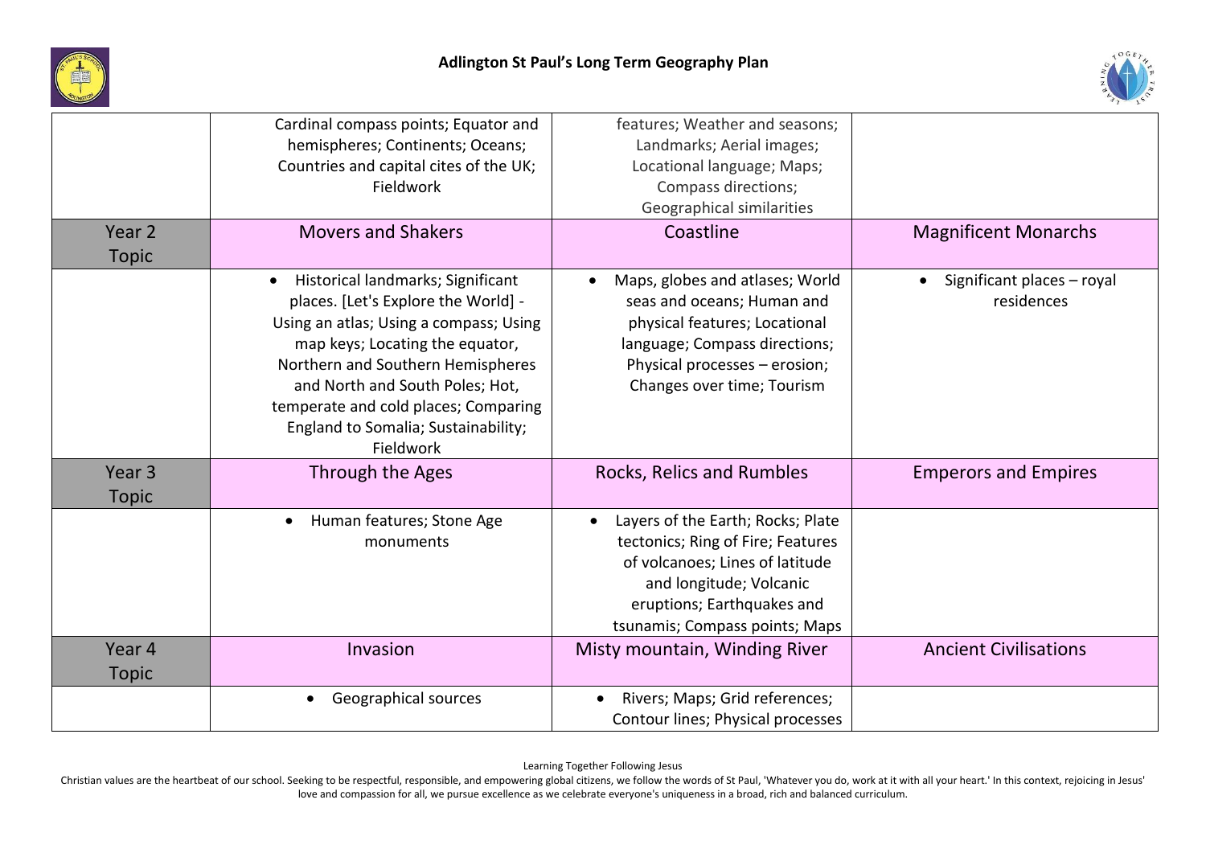# Adlington St Paul's Long Term Geography Plan

| | | | |
|---|---|---|---|
| | Cardinal compass points; Equator and hemispheres; Continents; Oceans; Countries and capital cites of the UK; Fieldwork | features; Weather and seasons; Landmarks; Aerial images; Locational language; Maps; Compass directions; Geographical similarities | |
| Year 2 Topic | Movers and Shakers | Coastline | Magnificent Monarchs |
| | • Historical landmarks; Significant places. [Let's Explore the World] - Using an atlas; Using a compass; Using map keys; Locating the equator, Northern and Southern Hemispheres and North and South Poles; Hot, temperate and cold places; Comparing England to Somalia; Sustainability; Fieldwork | • Maps, globes and atlases; World seas and oceans; Human and physical features; Locational language; Compass directions; Physical processes – erosion; Changes over time; Tourism | • Significant places – royal residences |
| Year 3 Topic | Through the Ages | Rocks, Relics and Rumbles | Emperors and Empires |
| | • Human features; Stone Age monuments | • Layers of the Earth; Rocks; Plate tectonics; Ring of Fire; Features of volcanoes; Lines of latitude and longitude; Volcanic eruptions; Earthquakes and tsunamis; Compass points; Maps | |
| Year 4 Topic | Invasion | Misty mountain, Winding River | Ancient Civilisations |
| | • Geographical sources | • Rivers; Maps; Grid references; Contour lines; Physical processes | |

Learning Together Following Jesus

Christian values are the heartbeat of our school. Seeking to be respectful, responsible, and empowering global citizens, we follow the words of St Paul, 'Whatever you do, work at it with all your heart.' In this context, rejoicing in Jesus' love and compassion for all, we pursue excellence as we celebrate everyone's uniqueness in a broad, rich and balanced curriculum.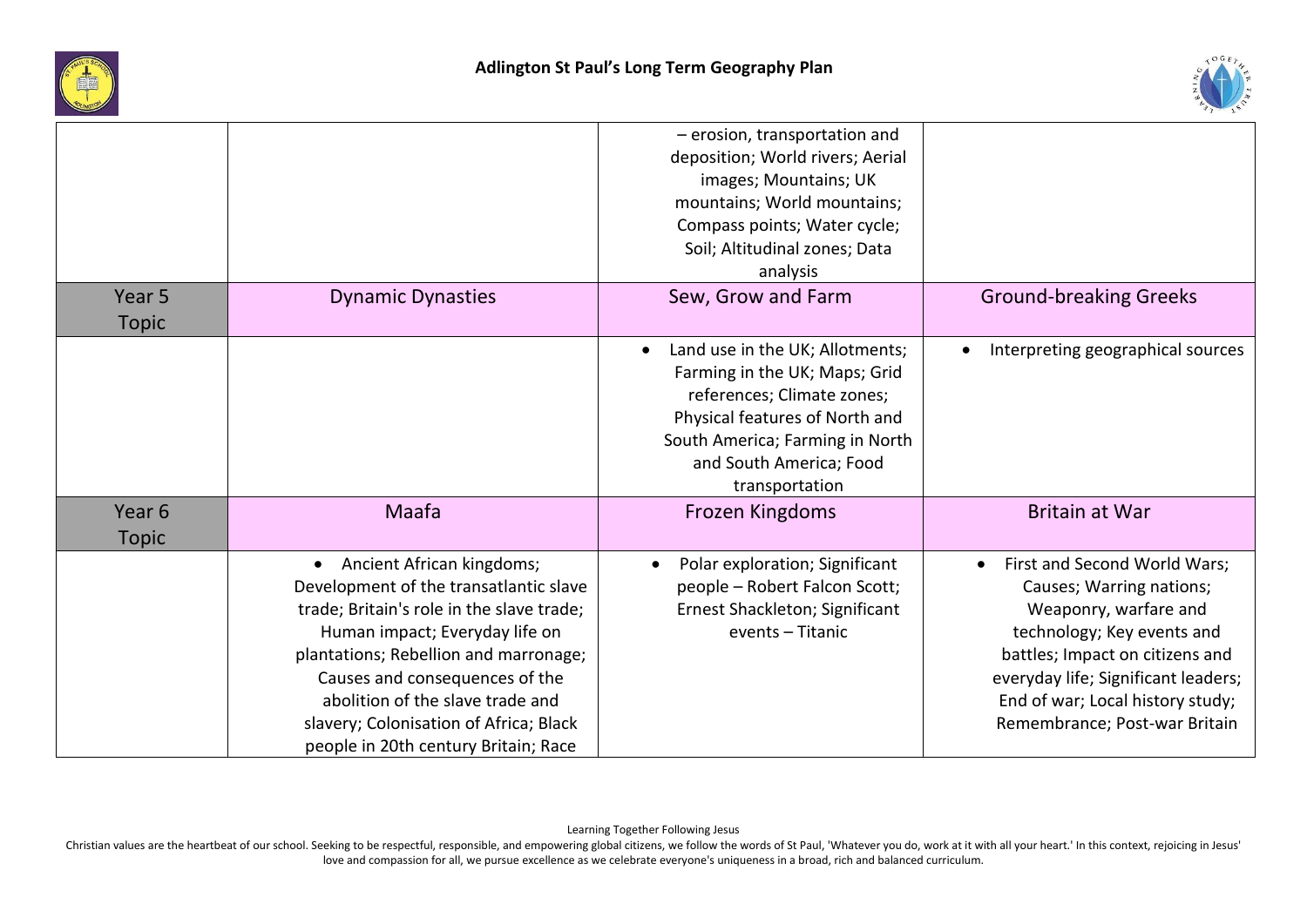# Adlington St Paul's Long Term Geography Plan

| | | | |
|---|---|---|---|
| | | – erosion, transportation and deposition; World rivers; Aerial images; Mountains; UK mountains; World mountains; Compass points; Water cycle; Soil; Altitudinal zones; Data analysis | |
| Year 5 Topic | Dynamic Dynasties | Sew, Grow and Farm | Ground-breaking Greeks |
| | | • Land use in the UK; Allotments; Farming in the UK; Maps; Grid references; Climate zones; Physical features of North and South America; Farming in North and South America; Food transportation | • Interpreting geographical sources |
| Year 6 Topic | Maafa | Frozen Kingdoms | Britain at War |
| | • Ancient African kingdoms; Development of the transatlantic slave trade; Britain's role in the slave trade; Human impact; Everyday life on plantations; Rebellion and marronage; Causes and consequences of the abolition of the slave trade and slavery; Colonisation of Africa; Black people in 20th century Britain; Race | • Polar exploration; Significant people – Robert Falcon Scott; Ernest Shackleton; Significant events – Titanic | • First and Second World Wars; Causes; Warring nations; Weaponry, warfare and technology; Key events and battles; Impact on citizens and everyday life; Significant leaders; End of war; Local history study; Remembrance; Post-war Britain |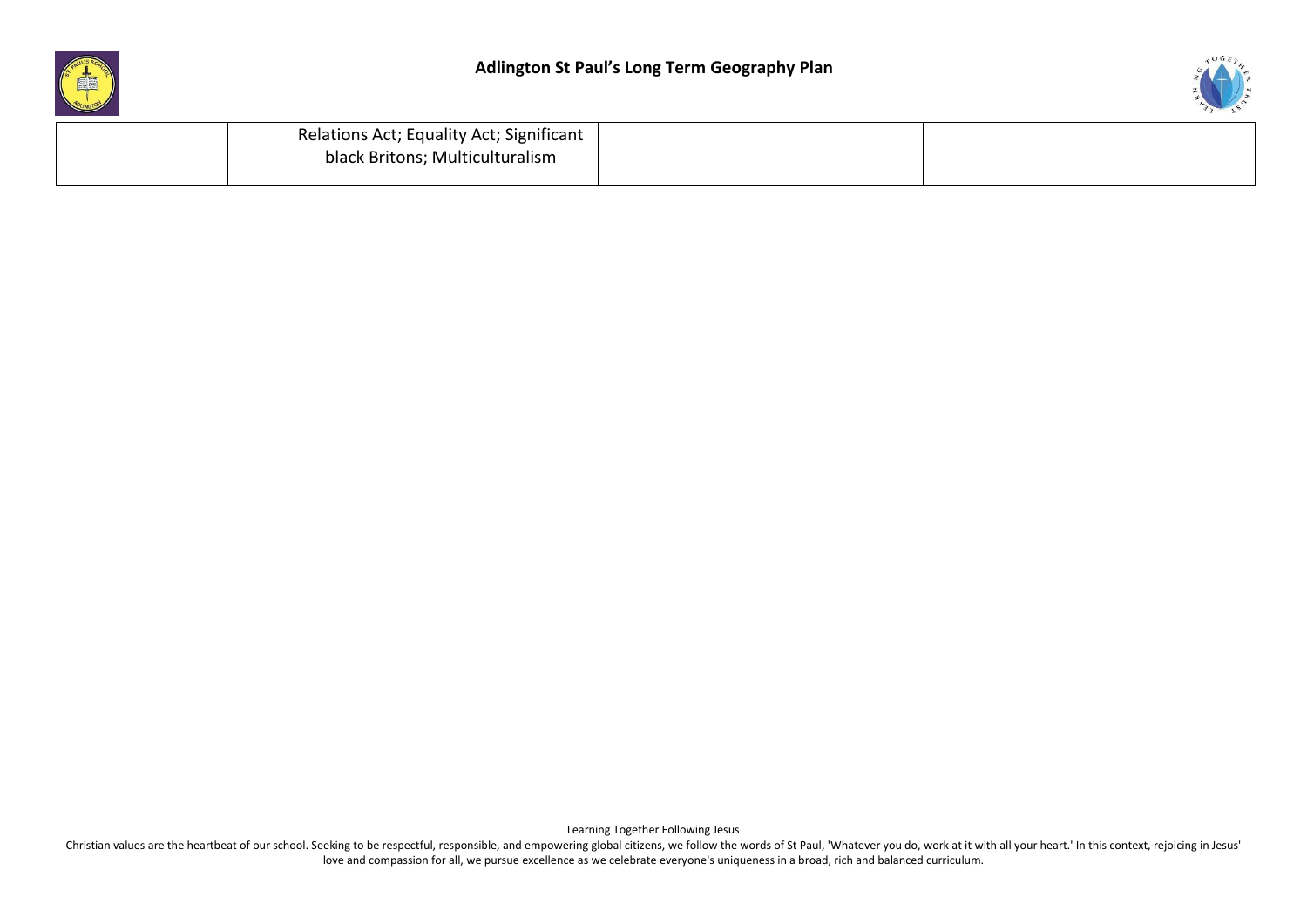| | | | |
|---|---|---|---|
| | Relations Act; Equality Act; Significant black Britons; Multiculturalism | | |